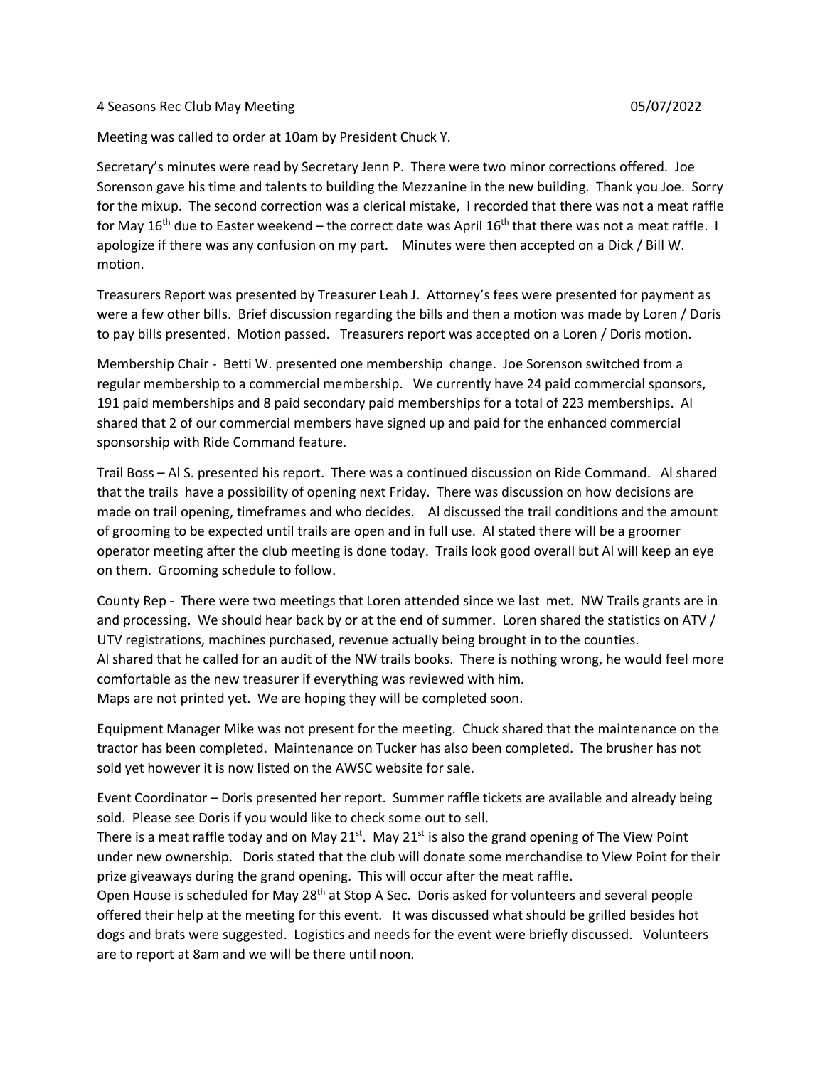4 Seasons Rec Club May Meeting 05/07/2022

Meeting was called to order at 10am by President Chuck Y.

Secretary's minutes were read by Secretary Jenn P. There were two minor corrections offered. Joe Sorenson gave his time and talents to building the Mezzanine in the new building. Thank you Joe. Sorry for the mixup. The second correction was a clerical mistake, I recorded that there was not a meat raffle for May 16th due to Easter weekend – the correct date was April 16th that there was not a meat raffle. I apologize if there was any confusion on my part. Minutes were then accepted on a Dick / Bill W. motion.

Treasurers Report was presented by Treasurer Leah J. Attorney's fees were presented for payment as were a few other bills. Brief discussion regarding the bills and then a motion was made by Loren / Doris to pay bills presented. Motion passed. Treasurers report was accepted on a Loren / Doris motion.

Membership Chair - Betti W. presented one membership change. Joe Sorenson switched from a regular membership to a commercial membership. We currently have 24 paid commercial sponsors, 191 paid memberships and 8 paid secondary paid memberships for a total of 223 memberships. Al shared that 2 of our commercial members have signed up and paid for the enhanced commercial sponsorship with Ride Command feature.

Trail Boss – Al S. presented his report. There was a continued discussion on Ride Command. Al shared that the trails have a possibility of opening next Friday. There was discussion on how decisions are made on trail opening, timeframes and who decides. Al discussed the trail conditions and the amount of grooming to be expected until trails are open and in full use. Al stated there will be a groomer operator meeting after the club meeting is done today. Trails look good overall but Al will keep an eye on them. Grooming schedule to follow.

County Rep - There were two meetings that Loren attended since we last met. NW Trails grants are in and processing. We should hear back by or at the end of summer. Loren shared the statistics on ATV / UTV registrations, machines purchased, revenue actually being brought in to the counties.
Al shared that he called for an audit of the NW trails books. There is nothing wrong, he would feel more comfortable as the new treasurer if everything was reviewed with him.
Maps are not printed yet. We are hoping they will be completed soon.

Equipment Manager Mike was not present for the meeting. Chuck shared that the maintenance on the tractor has been completed. Maintenance on Tucker has also been completed. The brusher has not sold yet however it is now listed on the AWSC website for sale.

Event Coordinator – Doris presented her report. Summer raffle tickets are available and already being sold. Please see Doris if you would like to check some out to sell.
There is a meat raffle today and on May 21st. May 21st is also the grand opening of The View Point under new ownership. Doris stated that the club will donate some merchandise to View Point for their prize giveaways during the grand opening. This will occur after the meat raffle.
Open House is scheduled for May 28th at Stop A Sec. Doris asked for volunteers and several people offered their help at the meeting for this event. It was discussed what should be grilled besides hot dogs and brats were suggested. Logistics and needs for the event were briefly discussed. Volunteers are to report at 8am and we will be there until noon.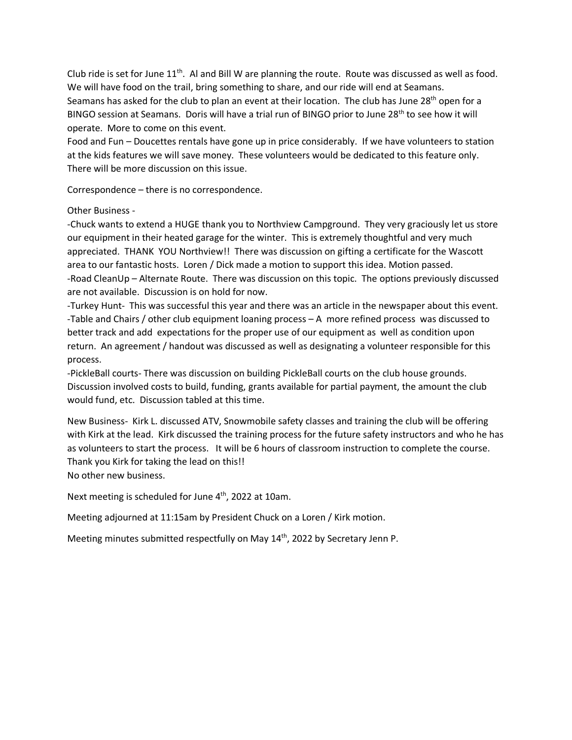Club ride is set for June 11th. Al and Bill W are planning the route. Route was discussed as well as food. We will have food on the trail, bring something to share, and our ride will end at Seamans.
Seamans has asked for the club to plan an event at their location. The club has June 28th open for a BINGO session at Seamans. Doris will have a trial run of BINGO prior to June 28th to see how it will operate. More to come on this event.
Food and Fun – Doucettes rentals have gone up in price considerably. If we have volunteers to station at the kids features we will save money. These volunteers would be dedicated to this feature only. There will be more discussion on this issue.

Correspondence – there is no correspondence.

Other Business -
-Chuck wants to extend a HUGE thank you to Northview Campground. They very graciously let us store our equipment in their heated garage for the winter. This is extremely thoughtful and very much appreciated. THANK YOU Northview!! There was discussion on gifting a certificate for the Wascott area to our fantastic hosts. Loren / Dick made a motion to support this idea. Motion passed.
-Road CleanUp – Alternate Route. There was discussion on this topic. The options previously discussed are not available. Discussion is on hold for now.
-Turkey Hunt- This was successful this year and there was an article in the newspaper about this event.
-Table and Chairs / other club equipment loaning process – A more refined process was discussed to better track and add expectations for the proper use of our equipment as well as condition upon return. An agreement / handout was discussed as well as designating a volunteer responsible for this process.
-PickleBall courts- There was discussion on building PickleBall courts on the club house grounds. Discussion involved costs to build, funding, grants available for partial payment, the amount the club would fund, etc. Discussion tabled at this time.

New Business- Kirk L. discussed ATV, Snowmobile safety classes and training the club will be offering with Kirk at the lead. Kirk discussed the training process for the future safety instructors and who he has as volunteers to start the process. It will be 6 hours of classroom instruction to complete the course. Thank you Kirk for taking the lead on this!!
No other new business.

Next meeting is scheduled for June 4th, 2022 at 10am.

Meeting adjourned at 11:15am by President Chuck on a Loren / Kirk motion.

Meeting minutes submitted respectfully on May 14th, 2022 by Secretary Jenn P.